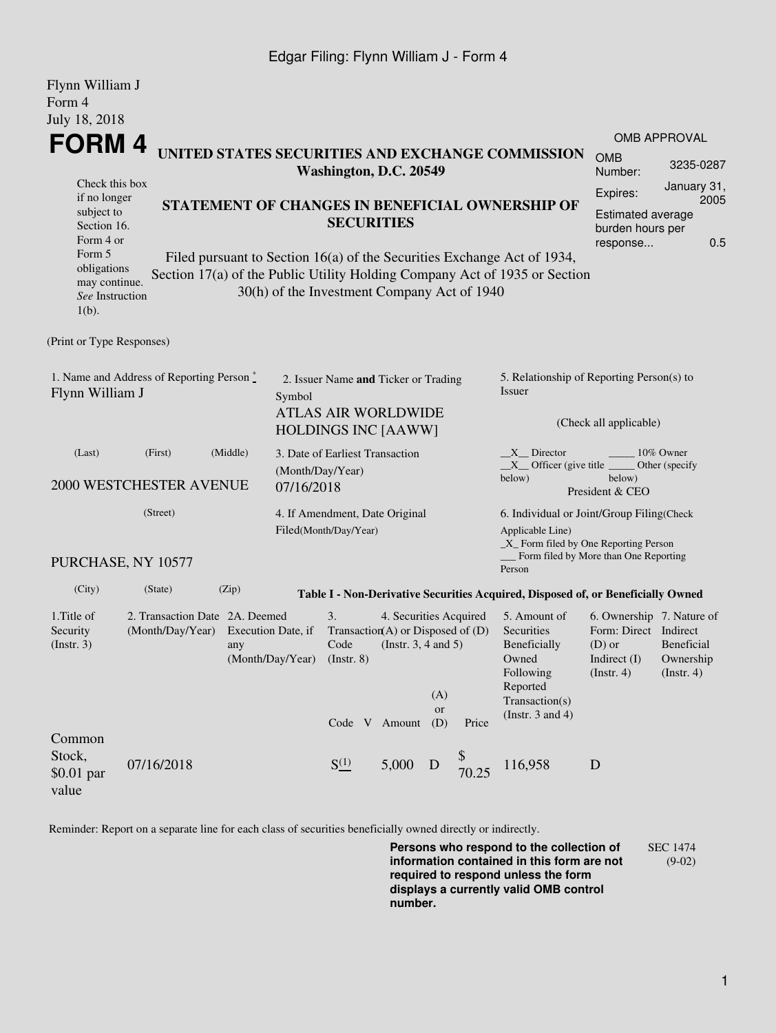Flynn William J
Form 4
July 18, 2018

# FORM 4

**UNITED STATES SECURITIES AND EXCHANGE COMMISSION**
**Washington, D.C. 20549**

**STATEMENT OF CHANGES IN BENEFICIAL OWNERSHIP OF SECURITIES**

Filed pursuant to Section 16(a) of the Securities Exchange Act of 1934, Section 17(a) of the Public Utility Holding Company Act of 1935 or Section 30(h) of the Investment Company Act of 1940

Check this box if no longer subject to Section 16. Form 4 or Form 5 obligations may continue. *See* Instruction 1(b).

| OMB APPROVAL | |
|---|---|
| OMB Number: | 3235-0287 |
| Expires: | January 31, 2005 |
| Estimated average burden hours per response... | 0.5 |

(Print or Type Responses)

1. Name and Address of Reporting Person *
Flynn William J

(Last) (First) (Middle)

2000 WESTCHESTER AVENUE

(Street)

PURCHASE, NY 10577

(City) (State) (Zip)

2. Issuer Name **and** Ticker or Trading Symbol
ATLAS AIR WORLDWIDE HOLDINGS INC [AAWW]

3. Date of Earliest Transaction (Month/Day/Year)
07/16/2018

4. If Amendment, Date Original Filed(Month/Day/Year)

5. Relationship of Reporting Person(s) to Issuer

(Check all applicable)

\_\_X\_\_ Director \_\_\_\_\_ 10% Owner
\_\_X\_\_ Officer (give title below) \_\_\_\_\_ Other (specify below)
President & CEO

6. Individual or Joint/Group Filing(Check Applicable Line)
\_X\_ Form filed by One Reporting Person
\_\_\_ Form filed by More than One Reporting Person

**Table I - Non-Derivative Securities Acquired, Disposed of, or Beneficially Owned**

| 1.Title of Security (Instr. 3) | 2. Transaction Date (Month/Day/Year) | 2A. Deemed Execution Date, if any (Month/Day/Year) | 3. Transaction Code (Instr. 8) | | 4. Securities Acquired (A) or Disposed of (D) (Instr. 3, 4 and 5) | | | 5. Amount of Securities Beneficially Owned Following Reported Transaction(s) (Instr. 3 and 4) | 6. Ownership Form: Direct (D) or Indirect (I) (Instr. 4) | 7. Nature of Indirect Beneficial Ownership (Instr. 4) |
|---|---|---|---|---|---|---|---|---|---|---|
| | | | Code | V | Amount | (A) or (D) | Price | | | |
| Common Stock, $0.01 par value | 07/16/2018 | | S [(1)] | | 5,000 | D | $ 70.25 | 116,958 | D | |

Reminder: Report on a separate line for each class of securities beneficially owned directly or indirectly.

**Persons who respond to the collection of information contained in this form are not required to respond unless the form displays a currently valid OMB control number.**

SEC 1474 (9-02)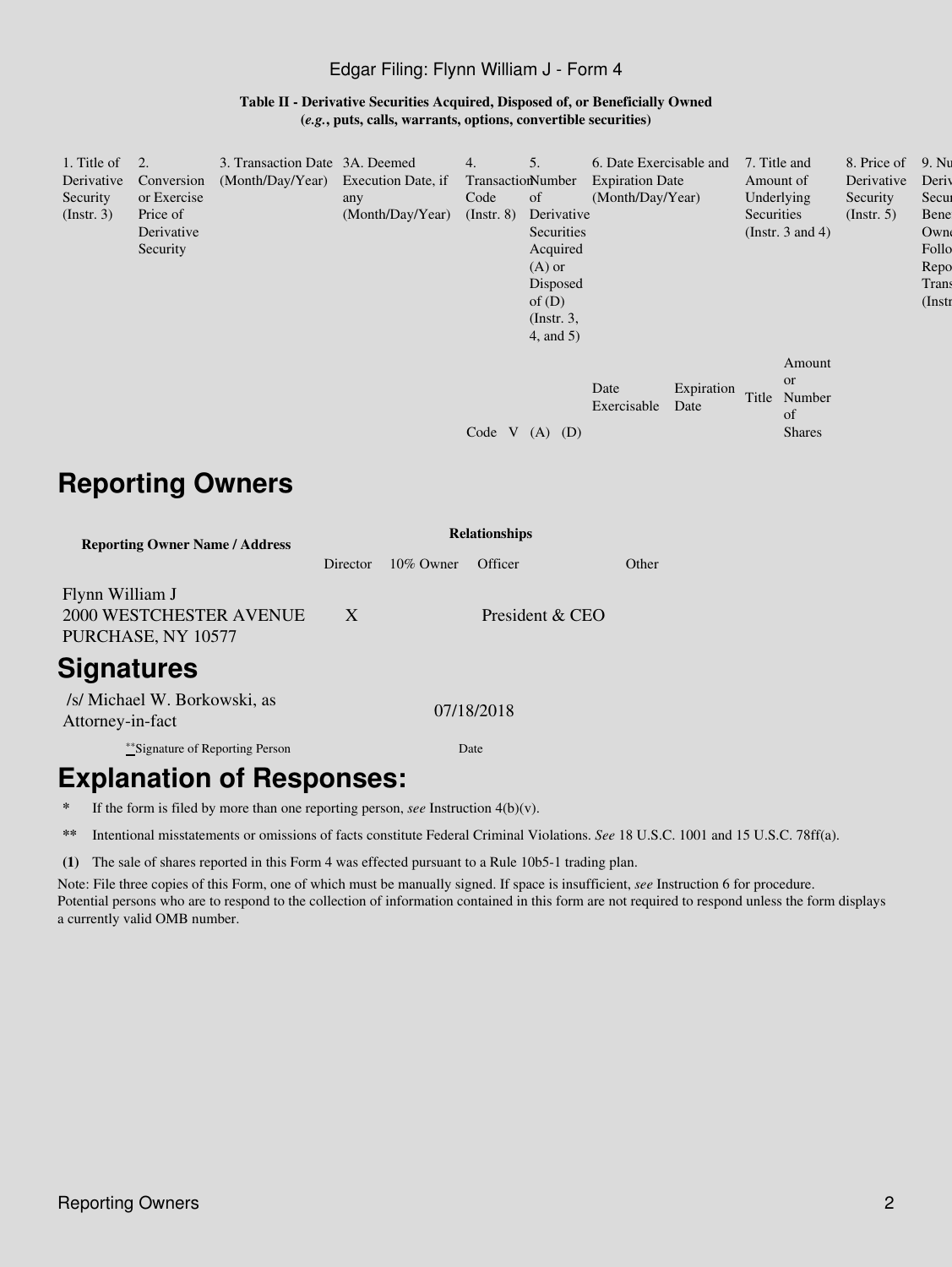Table II - Derivative Securities Acquired, Disposed of, or Beneficially Owned
(*e.g.*, puts, calls, warrants, options, convertible securities)

| 1. Title of Derivative Security (Instr. 3) | 2. Conversion or Exercise Price of Derivative Security | 3. Transaction Date (Month/Day/Year) | 3A. Deemed Execution Date, if any (Month/Day/Year) | 4. Transaction Code (Instr. 8) | | 5. Number of Derivative Securities Acquired (A) or Disposed of (D) (Instr. 3, 4, and 5) | | 6. Date Exercisable and Expiration Date (Month/Day/Year) | | 7. Title and Amount of Underlying Securities (Instr. 3 and 4) | | 8. Price of Derivative Security (Instr. 5) | 9. Nu Deriv Secur Bene Owne Follo Repo Trans (Instr |
|---|---|---|---|---|---|---|---|---|---|---|---|---|---|
| | | | | Code | V | (A) | (D) | Date Exercisable | Expiration Date | Title | Amount or Number of Shares | | |

## Reporting Owners

| Reporting Owner Name / Address | Relationships | | | |
|---|---|---|---|---|
| | Director | 10% Owner | Officer | Other |
| Flynn William J<br>2000 WESTCHESTER AVENUE<br>PURCHASE, NY 10577 | X | | President & CEO | |

## Signatures

| | |
|---|---|
| /s/ Michael W. Borkowski, as Attorney-in-fact | 07/18/2018 |
| **Signature of Reporting Person | Date |

## Explanation of Responses:

* If the form is filed by more than one reporting person, *see* Instruction 4(b)(v).

** Intentional misstatements or omissions of facts constitute Federal Criminal Violations. *See* 18 U.S.C. 1001 and 15 U.S.C. 78ff(a).

(1) The sale of shares reported in this Form 4 was effected pursuant to a Rule 10b5-1 trading plan.

Note: File three copies of this Form, one of which must be manually signed. If space is insufficient, *see* Instruction 6 for procedure.
Potential persons who are to respond to the collection of information contained in this form are not required to respond unless the form displays a currently valid OMB number.